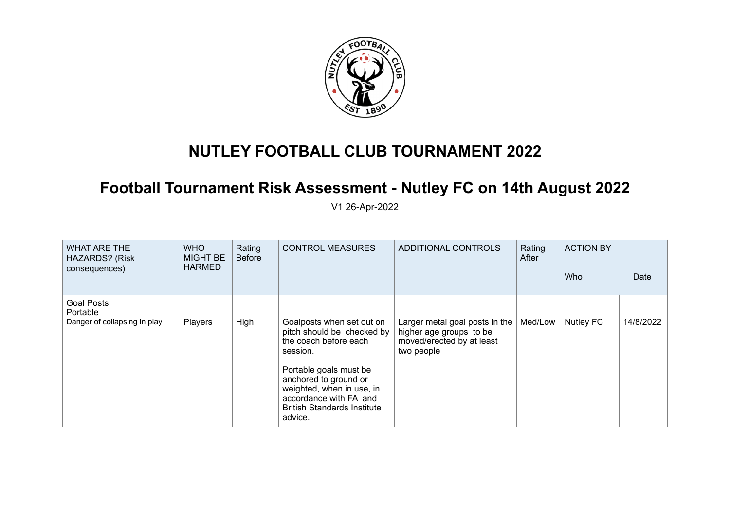# NUTLEY FOOTBALL CLUB TOURNAMENT 2022

## Football Tournament Risk Assessment - Nutley FC on 14th August 2022

V1 26-Apr-2022

| WHAT ARE THE HAZARDS? (Risk consequences) | WHO MIGHT BE HARMED | Rating Before | CONTROL MEASURES | ADDITIONAL CONTROLS | Rating After | ACTION BY | |
|---|---|---|---|---|---|---|---|
| | | | | | | Who | Date |
| Goal Posts<br>Portable<br>Danger of collapsing in play | Players | High | Goalposts when set out on pitch should be checked by the coach before each session.<br><br>Portable goals must be anchored to ground or weighted, when in use, in accordance with FA and British Standards Institute advice. | Larger metal goal posts in the higher age groups to be moved/erected by at least two people | Med/Low | Nutley FC | 14/8/2022 |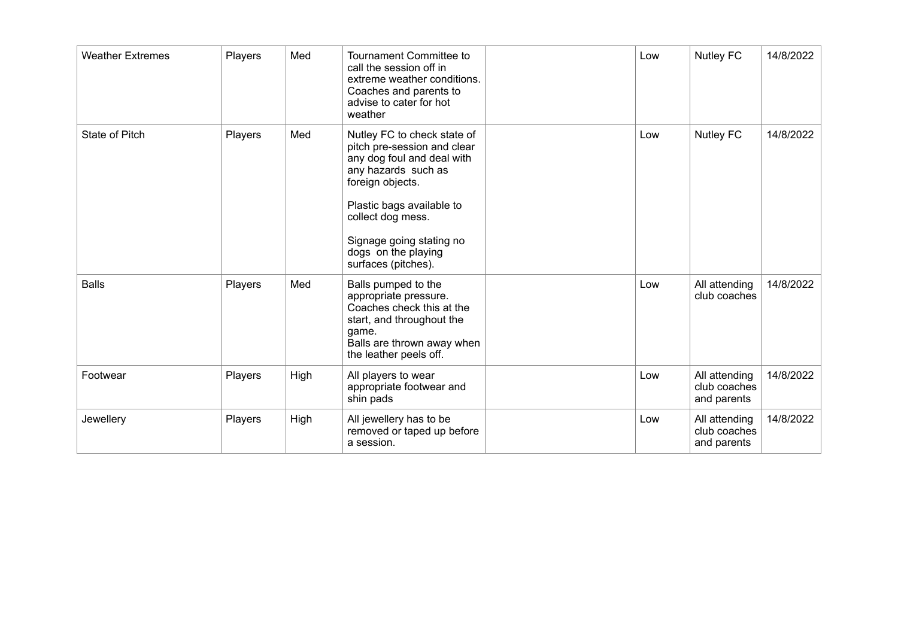| | | | | | | | |
|---|---|---|---|---|---|---|---|
| Weather Extremes | Players | Med | Tournament Committee to call the session off in extreme weather conditions. Coaches and parents to advise to cater for hot weather | | Low | Nutley FC | 14/8/2022 |
| State of Pitch | Players | Med | Nutley FC to check state of pitch pre-session and clear any dog foul and deal with any hazards such as foreign objects.<br><br>Plastic bags available to collect dog mess.<br><br>Signage going stating no dogs on the playing surfaces (pitches). | | Low | Nutley FC | 14/8/2022 |
| Balls | Players | Med | Balls pumped to the appropriate pressure. Coaches check this at the start, and throughout the game.<br>Balls are thrown away when the leather peels off. | | Low | All attending club coaches | 14/8/2022 |
| Footwear | Players | High | All players to wear appropriate footwear and shin pads | | Low | All attending club coaches and parents | 14/8/2022 |
| Jewellery | Players | High | All jewellery has to be removed or taped up before a session. | | Low | All attending club coaches and parents | 14/8/2022 |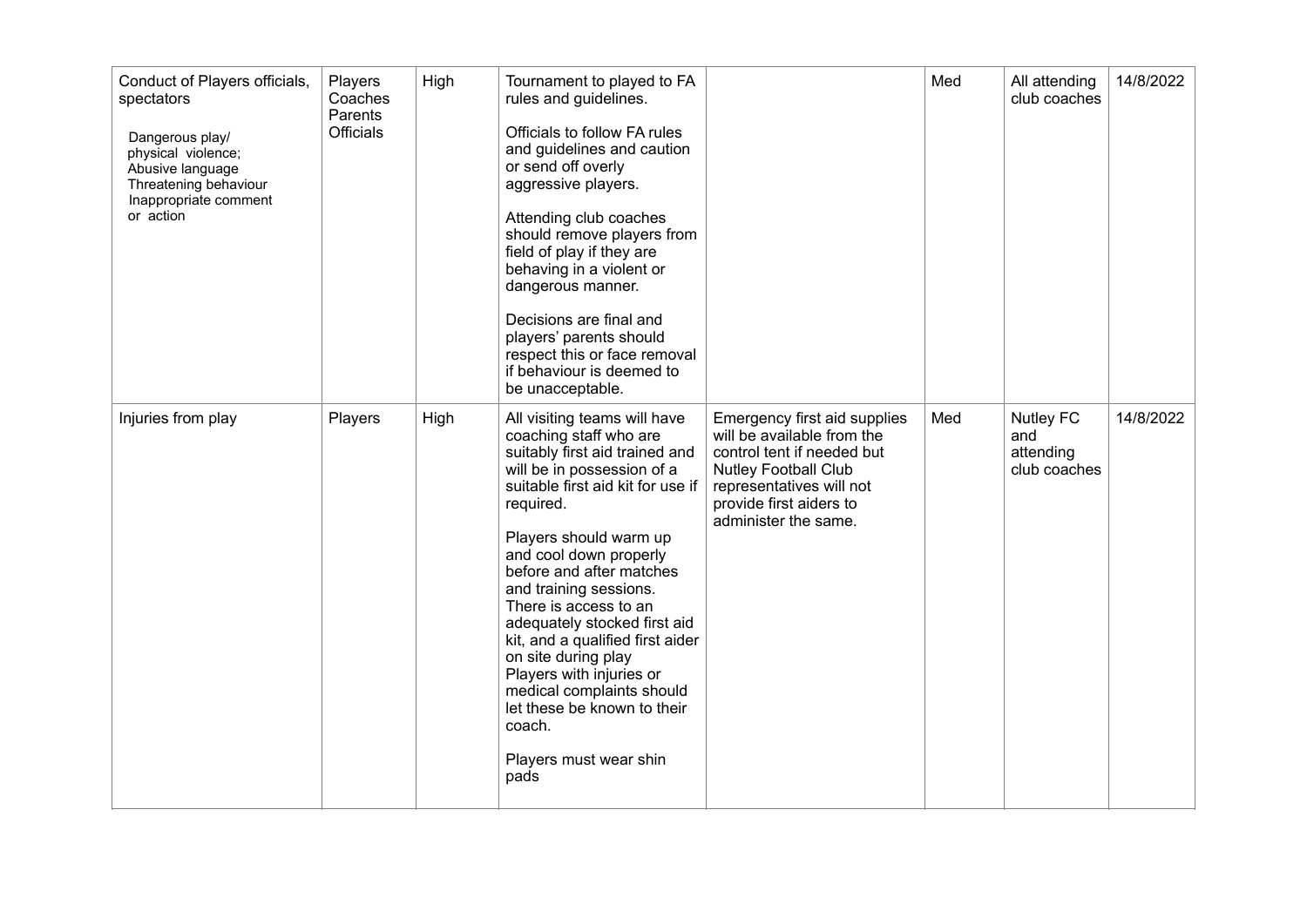| Conduct of Players officials, spectators<br><br>Dangerous play/ physical violence;<br>Abusive language<br>Threatening behaviour<br>Inappropriate comment or action | Players<br>Coaches<br>Parents<br>Officials | High | Tournament to played to FA rules and guidelines.<br><br>Officials to follow FA rules and guidelines and caution or send off overly aggressive players.<br><br>Attending club coaches should remove players from field of play if they are behaving in a violent or dangerous manner.<br><br>Decisions are final and players' parents should respect this or face removal if behaviour is deemed to be unacceptable. | | Med | All attending club coaches | 14/8/2022 |
|---|---|---|---|---|---|---|---|
| Injuries from play | Players | High | All visiting teams will have coaching staff who are suitably first aid trained and will be in possession of a suitable first aid kit for use if required.<br><br>Players should warm up and cool down properly before and after matches and training sessions.<br>There is access to an adequately stocked first aid kit, and a qualified first aider on site during play<br>Players with injuries or medical complaints should let these be known to their coach.<br><br>Players must wear shin pads | Emergency first aid supplies will be available from the control tent if needed but Nutley Football Club representatives will not provide first aiders to administer the same. | Med | Nutley FC and attending club coaches | 14/8/2022 |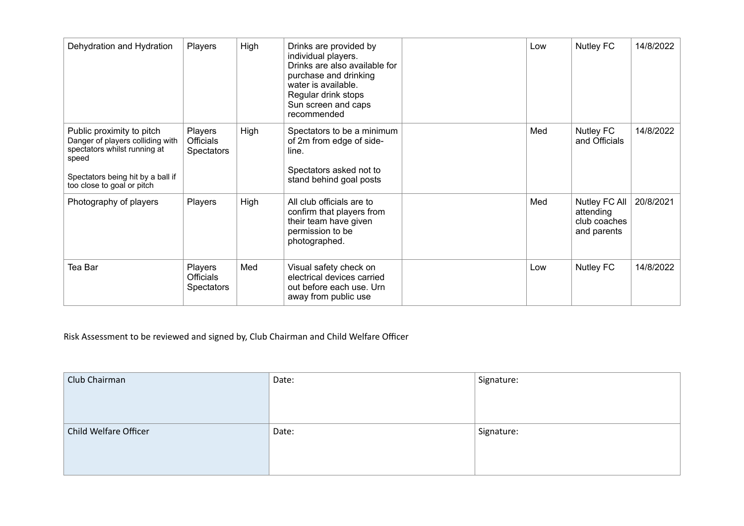| | | | | | | | |
|---|---|---|---|---|---|---|---|
| Dehydration and Hydration | Players | High | Drinks are provided by individual players.<br>Drinks are also available for purchase and drinking water is available.<br>Regular drink stops<br>Sun screen and caps recommended | | Low | Nutley FC | 14/8/2022 |
| Public proximity to pitch<br>Danger of players colliding with spectators whilst running at speed<br><br>Spectators being hit by a ball if too close to goal or pitch | Players<br>Officials<br>Spectators | High | Spectators to be a minimum of 2m from edge of side-line.<br><br>Spectators asked not to stand behind goal posts | | Med | Nutley FC and Officials | 14/8/2022 |
| Photography of players | Players | High | All club officials are to confirm that players from their team have given permission to be photographed. | | Med | Nutley FC All attending club coaches and parents | 20/8/2021 |
| Tea Bar | Players<br>Officials<br>Spectators | Med | Visual safety check on electrical devices carried out before each use. Urn away from public use | | Low | Nutley FC | 14/8/2022 |

Risk Assessment to be reviewed and signed by, Club Chairman and Child Welfare Officer

| | | |
|---|---|---|
| Club Chairman | Date: | Signature: |
| Child Welfare Officer | Date: | Signature: |